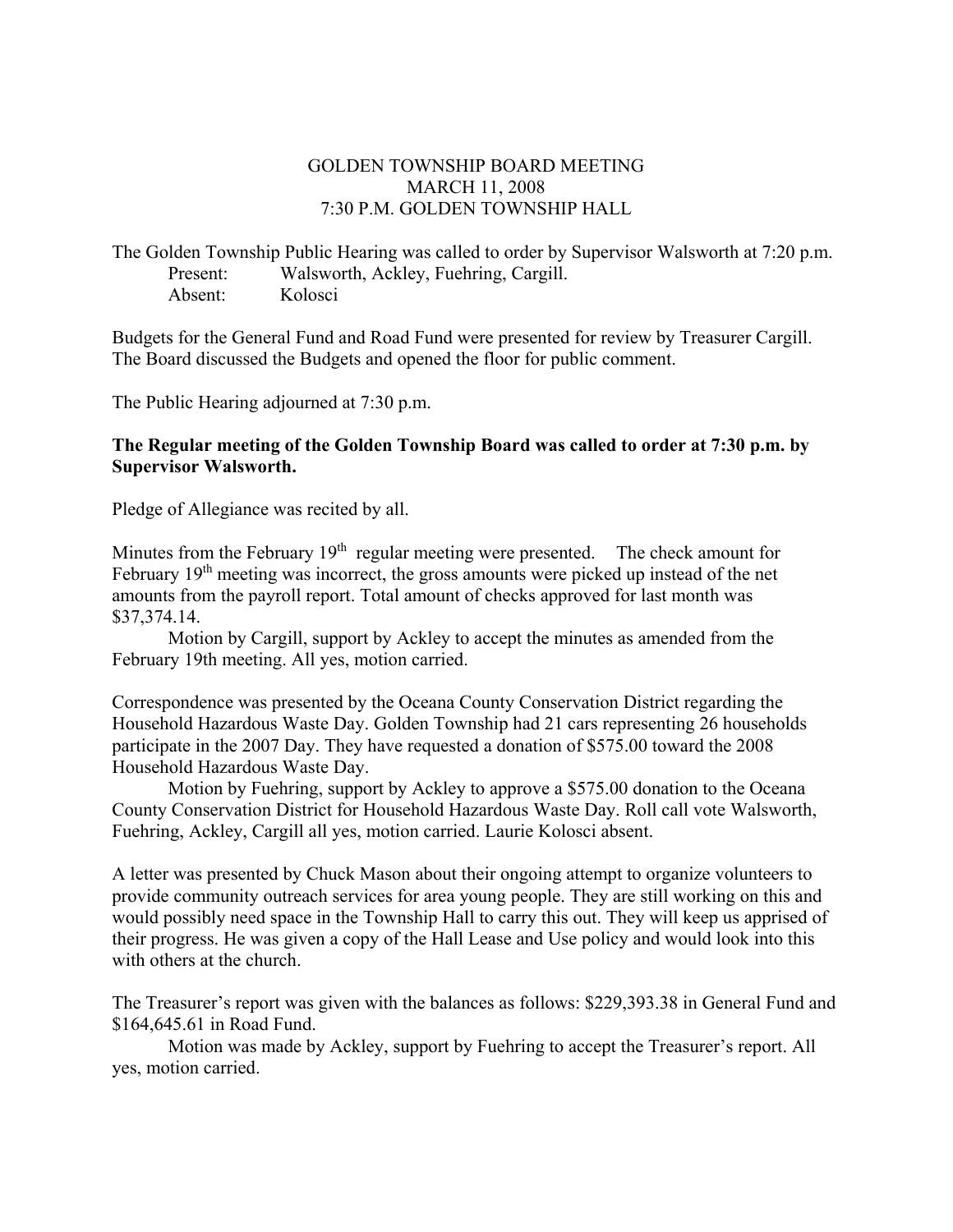# GOLDEN TOWNSHIP BOARD MEETING
## MARCH 11, 2008
## 7:30 P.M. GOLDEN TOWNSHIP HALL

The Golden Township Public Hearing was called to order by Supervisor Walsworth at 7:20 p.m.

Present: Walsworth, Ackley, Fuehring, Cargill.
Absent: Kolosci

Budgets for the General Fund and Road Fund were presented for review by Treasurer Cargill. The Board discussed the Budgets and opened the floor for public comment.

The Public Hearing adjourned at 7:30 p.m.

**The Regular meeting of the Golden Township Board was called to order at 7:30 p.m. by Supervisor Walsworth.**

Pledge of Allegiance was recited by all.

Minutes from the February 19th regular meeting were presented. The check amount for February 19th meeting was incorrect, the gross amounts were picked up instead of the net amounts from the payroll report. Total amount of checks approved for last month was $37,374.14.

Motion by Cargill, support by Ackley to accept the minutes as amended from the February 19th meeting. All yes, motion carried.

Correspondence was presented by the Oceana County Conservation District regarding the Household Hazardous Waste Day. Golden Township had 21 cars representing 26 households participate in the 2007 Day. They have requested a donation of $575.00 toward the 2008 Household Hazardous Waste Day.

Motion by Fuehring, support by Ackley to approve a $575.00 donation to the Oceana County Conservation District for Household Hazardous Waste Day. Roll call vote Walsworth, Fuehring, Ackley, Cargill all yes, motion carried. Laurie Kolosci absent.

A letter was presented by Chuck Mason about their ongoing attempt to organize volunteers to provide community outreach services for area young people. They are still working on this and would possibly need space in the Township Hall to carry this out. They will keep us apprised of their progress. He was given a copy of the Hall Lease and Use policy and would look into this with others at the church.

The Treasurer's report was given with the balances as follows: $229,393.38 in General Fund and $164,645.61 in Road Fund.

Motion was made by Ackley, support by Fuehring to accept the Treasurer's report. All yes, motion carried.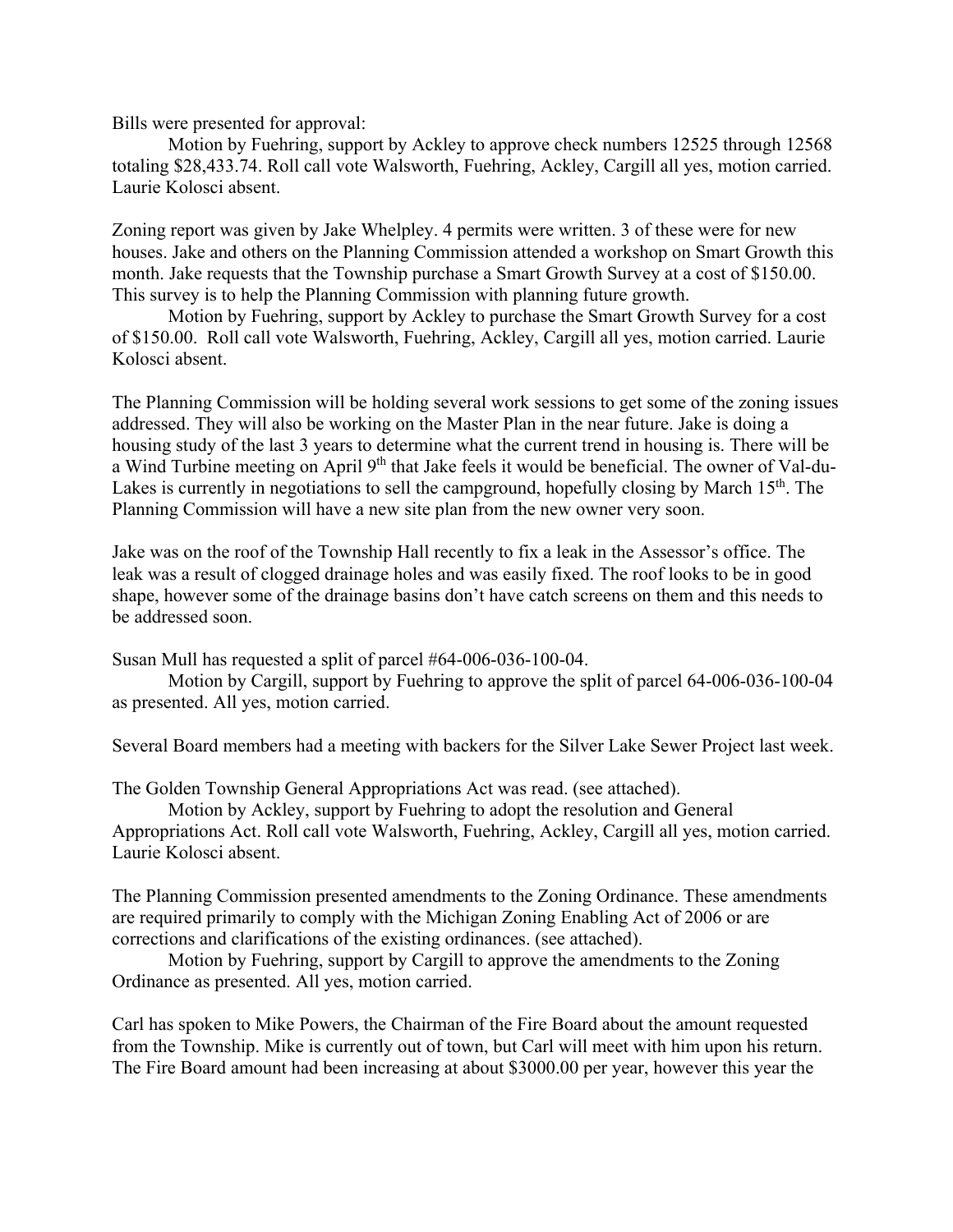Bills were presented for approval:

Motion by Fuehring, support by Ackley to approve check numbers 12525 through 12568 totaling $28,433.74. Roll call vote Walsworth, Fuehring, Ackley, Cargill all yes, motion carried. Laurie Kolosci absent.

Zoning report was given by Jake Whelpley. 4 permits were written. 3 of these were for new houses. Jake and others on the Planning Commission attended a workshop on Smart Growth this month. Jake requests that the Township purchase a Smart Growth Survey at a cost of $150.00. This survey is to help the Planning Commission with planning future growth.

Motion by Fuehring, support by Ackley to purchase the Smart Growth Survey for a cost of $150.00. Roll call vote Walsworth, Fuehring, Ackley, Cargill all yes, motion carried. Laurie Kolosci absent.

The Planning Commission will be holding several work sessions to get some of the zoning issues addressed. They will also be working on the Master Plan in the near future. Jake is doing a housing study of the last 3 years to determine what the current trend in housing is. There will be a Wind Turbine meeting on April 9th that Jake feels it would be beneficial. The owner of Val-du-Lakes is currently in negotiations to sell the campground, hopefully closing by March 15th. The Planning Commission will have a new site plan from the new owner very soon.

Jake was on the roof of the Township Hall recently to fix a leak in the Assessor's office. The leak was a result of clogged drainage holes and was easily fixed. The roof looks to be in good shape, however some of the drainage basins don't have catch screens on them and this needs to be addressed soon.

Susan Mull has requested a split of parcel #64-006-036-100-04.

Motion by Cargill, support by Fuehring to approve the split of parcel 64-006-036-100-04 as presented. All yes, motion carried.

Several Board members had a meeting with backers for the Silver Lake Sewer Project last week.

The Golden Township General Appropriations Act was read. (see attached).

Motion by Ackley, support by Fuehring to adopt the resolution and General Appropriations Act. Roll call vote Walsworth, Fuehring, Ackley, Cargill all yes, motion carried. Laurie Kolosci absent.

The Planning Commission presented amendments to the Zoning Ordinance. These amendments are required primarily to comply with the Michigan Zoning Enabling Act of 2006 or are corrections and clarifications of the existing ordinances. (see attached).

Motion by Fuehring, support by Cargill to approve the amendments to the Zoning Ordinance as presented. All yes, motion carried.

Carl has spoken to Mike Powers, the Chairman of the Fire Board about the amount requested from the Township. Mike is currently out of town, but Carl will meet with him upon his return. The Fire Board amount had been increasing at about $3000.00 per year, however this year the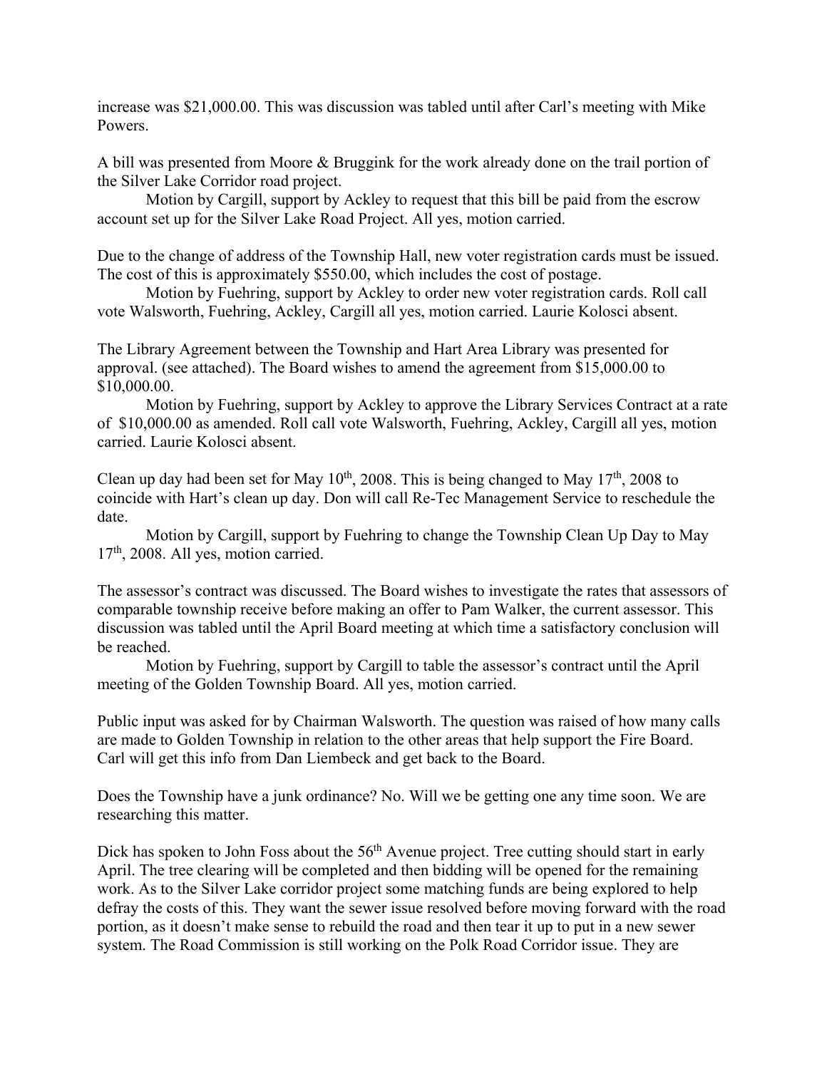increase was $21,000.00. This was discussion was tabled until after Carl's meeting with Mike Powers.

A bill was presented from Moore & Bruggink for the work already done on the trail portion of the Silver Lake Corridor road project.

Motion by Cargill, support by Ackley to request that this bill be paid from the escrow account set up for the Silver Lake Road Project. All yes, motion carried.

Due to the change of address of the Township Hall, new voter registration cards must be issued. The cost of this is approximately $550.00, which includes the cost of postage.

Motion by Fuehring, support by Ackley to order new voter registration cards. Roll call vote Walsworth, Fuehring, Ackley, Cargill all yes, motion carried. Laurie Kolosci absent.

The Library Agreement between the Township and Hart Area Library was presented for approval. (see attached). The Board wishes to amend the agreement from $15,000.00 to $10,000.00.

Motion by Fuehring, support by Ackley to approve the Library Services Contract at a rate of $10,000.00 as amended. Roll call vote Walsworth, Fuehring, Ackley, Cargill all yes, motion carried. Laurie Kolosci absent.

Clean up day had been set for May 10th, 2008. This is being changed to May 17th, 2008 to coincide with Hart's clean up day. Don will call Re-Tec Management Service to reschedule the date.

Motion by Cargill, support by Fuehring to change the Township Clean Up Day to May 17th, 2008. All yes, motion carried.

The assessor's contract was discussed. The Board wishes to investigate the rates that assessors of comparable township receive before making an offer to Pam Walker, the current assessor. This discussion was tabled until the April Board meeting at which time a satisfactory conclusion will be reached.

Motion by Fuehring, support by Cargill to table the assessor's contract until the April meeting of the Golden Township Board. All yes, motion carried.

Public input was asked for by Chairman Walsworth. The question was raised of how many calls are made to Golden Township in relation to the other areas that help support the Fire Board. Carl will get this info from Dan Liembeck and get back to the Board.

Does the Township have a junk ordinance? No. Will we be getting one any time soon. We are researching this matter.

Dick has spoken to John Foss about the 56th Avenue project. Tree cutting should start in early April. The tree clearing will be completed and then bidding will be opened for the remaining work. As to the Silver Lake corridor project some matching funds are being explored to help defray the costs of this. They want the sewer issue resolved before moving forward with the road portion, as it doesn't make sense to rebuild the road and then tear it up to put in a new sewer system. The Road Commission is still working on the Polk Road Corridor issue. They are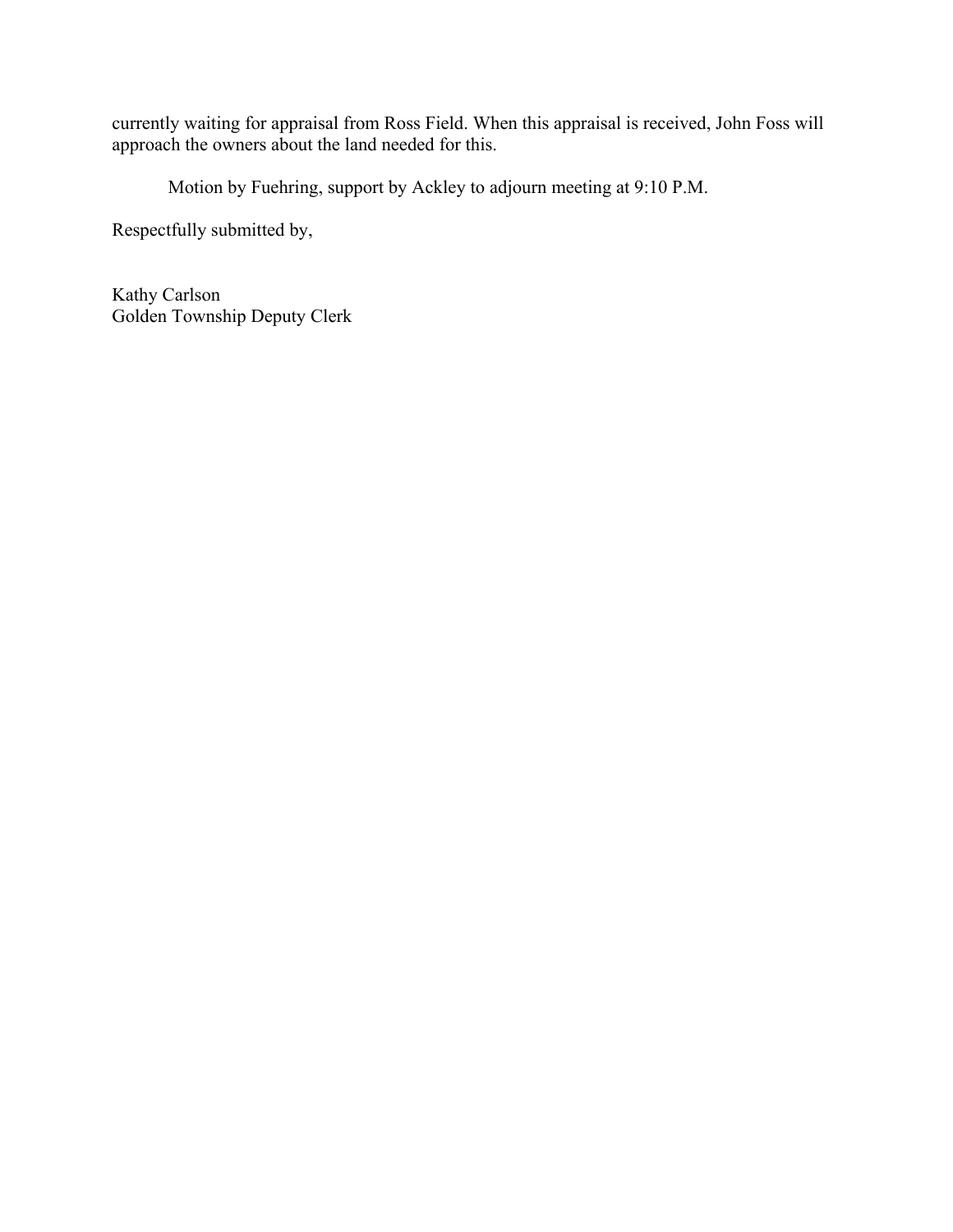currently waiting for appraisal from Ross Field. When this appraisal is received, John Foss will approach the owners about the land needed for this.

Motion by Fuehring, support by Ackley to adjourn meeting at 9:10 P.M.

Respectfully submitted by,

Kathy Carlson  
Golden Township Deputy Clerk